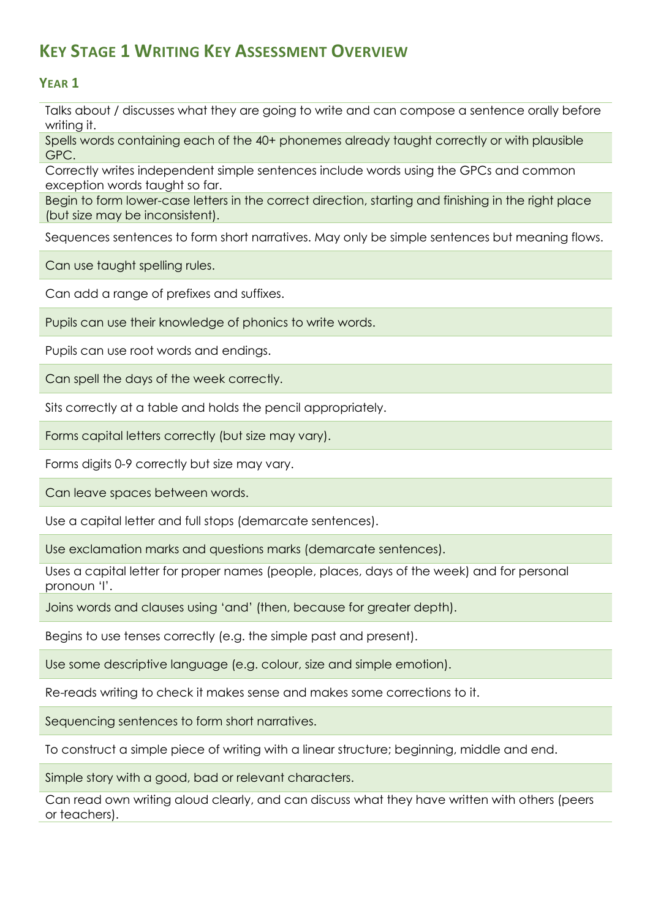# KEY STAGE 1 WRITING KEY ASSESSMENT OVERVIEW

## YEAR 1

| |
|---|
| Talks about / discusses what they are going to write and can compose a sentence orally before writing it. |
| Spells words containing each of the 40+ phonemes already taught correctly or with plausible GPC. |
| Correctly writes independent simple sentences include words using the GPCs and common exception words taught so far. |
| Begin to form lower-case letters in the correct direction, starting and finishing in the right place (but size may be inconsistent). |
| Sequences sentences to form short narratives. May only be simple sentences but meaning flows. |
| Can use taught spelling rules. |
| Can add a range of prefixes and suffixes. |
| Pupils can use their knowledge of phonics to write words. |
| Pupils can use root words and endings. |
| Can spell the days of the week correctly. |
| Sits correctly at a table and holds the pencil appropriately. |
| Forms capital letters correctly (but size may vary). |
| Forms digits 0-9 correctly but size may vary. |
| Can leave spaces between words. |
| Use a capital letter and full stops (demarcate sentences). |
| Use exclamation marks and questions marks (demarcate sentences). |
| Uses a capital letter for proper names (people, places, days of the week) and for personal pronoun 'I'. |
| Joins words and clauses using 'and' (then, because for greater depth). |
| Begins to use tenses correctly (e.g. the simple past and present). |
| Use some descriptive language (e.g. colour, size and simple emotion). |
| Re-reads writing to check it makes sense and makes some corrections to it. |
| Sequencing sentences to form short narratives. |
| To construct a simple piece of writing with a linear structure; beginning, middle and end. |
| Simple story with a good, bad or relevant characters. |
| Can read own writing aloud clearly, and can discuss what they have written with others (peers or teachers). |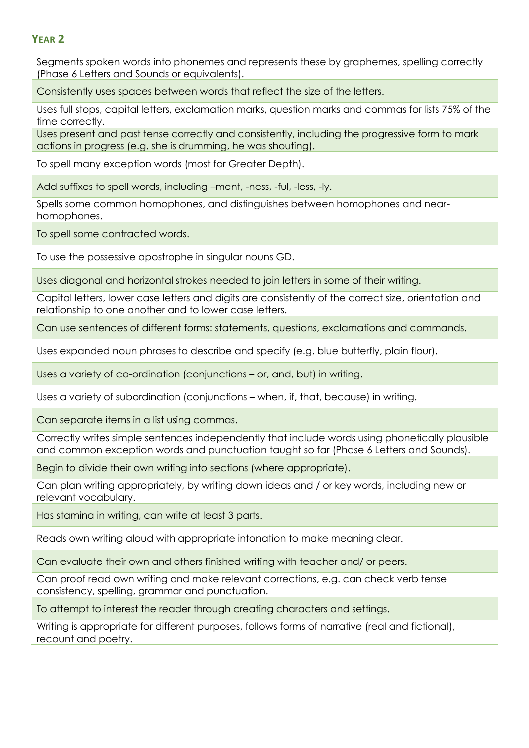## Year 2

| |
|---|
| Segments spoken words into phonemes and represents these by graphemes, spelling correctly (Phase 6 Letters and Sounds or equivalents). |
| Consistently uses spaces between words that reflect the size of the letters. |
| Uses full stops, capital letters, exclamation marks, question marks and commas for lists 75% of the time correctly. |
| Uses present and past tense correctly and consistently, including the progressive form to mark actions in progress (e.g. she is drumming, he was shouting). |
| To spell many exception words (most for Greater Depth). |
| Add suffixes to spell words, including –ment, -ness, -ful, -less, -ly. |
| Spells some common homophones, and distinguishes between homophones and near-homophones. |
| To spell some contracted words. |
| To use the possessive apostrophe in singular nouns GD. |
| Uses diagonal and horizontal strokes needed to join letters in some of their writing. |
| Capital letters, lower case letters and digits are consistently of the correct size, orientation and relationship to one another and to lower case letters. |
| Can use sentences of different forms: statements, questions, exclamations and commands. |
| Uses expanded noun phrases to describe and specify (e.g. blue butterfly, plain flour). |
| Uses a variety of co-ordination (conjunctions – or, and, but) in writing. |
| Uses a variety of subordination (conjunctions – when, if, that, because) in writing. |
| Can separate items in a list using commas. |
| Correctly writes simple sentences independently that include words using phonetically plausible and common exception words and punctuation taught so far (Phase 6 Letters and Sounds). |
| Begin to divide their own writing into sections (where appropriate). |
| Can plan writing appropriately, by writing down ideas and / or key words, including new or relevant vocabulary. |
| Has stamina in writing, can write at least 3 parts. |
| Reads own writing aloud with appropriate intonation to make meaning clear. |
| Can evaluate their own and others finished writing with teacher and/ or peers. |
| Can proof read own writing and make relevant corrections, e.g. can check verb tense consistency, spelling, grammar and punctuation. |
| To attempt to interest the reader through creating characters and settings. |
| Writing is appropriate for different purposes, follows forms of narrative (real and fictional), recount and poetry. |